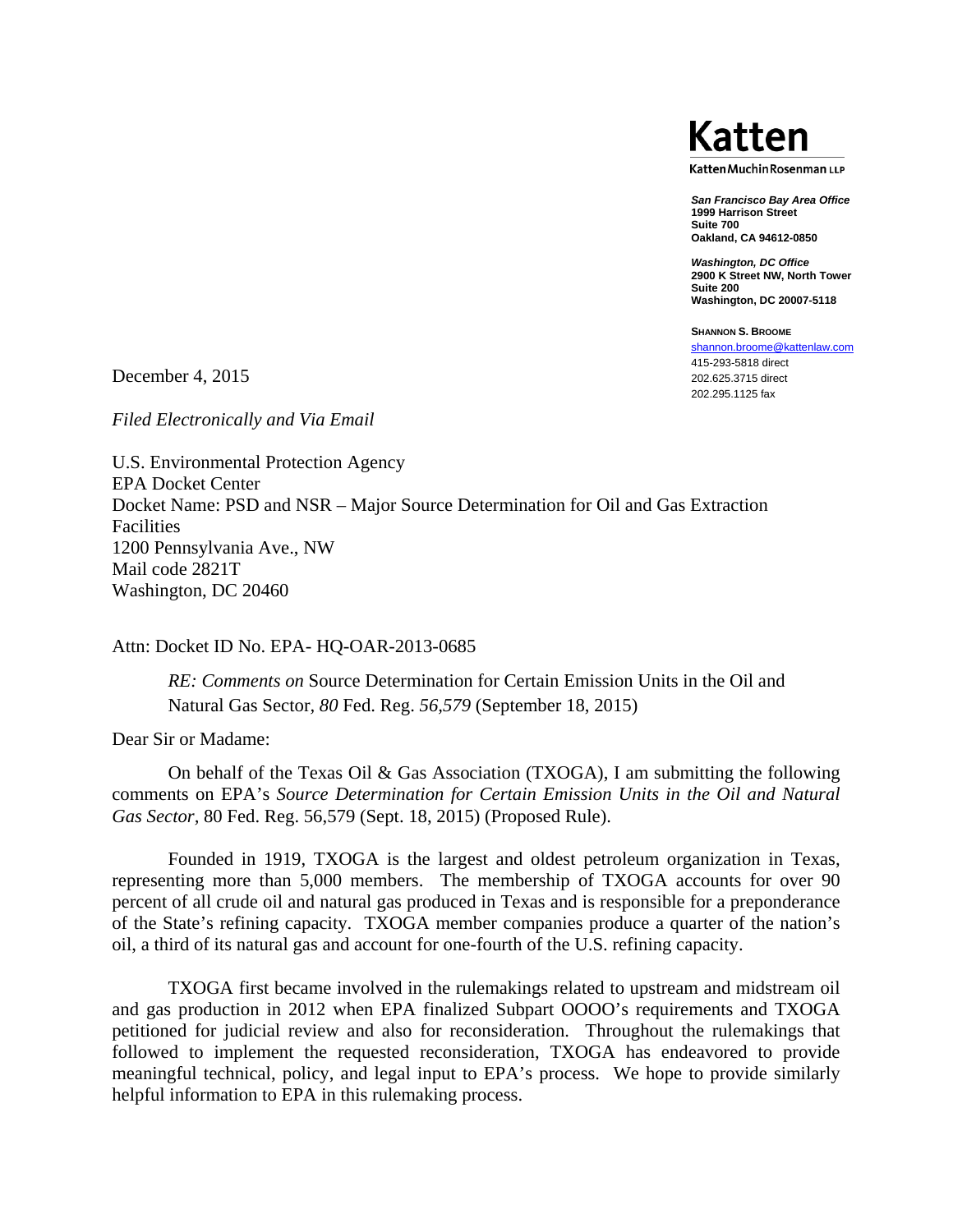**Katten**

**Katten Muchin Rosenman LLP**

***San Francisco Bay Area Office***
**1999 Harrison Street**
**Suite 700**
**Oakland, CA 94612-0850**

***Washington, DC Office***
**2900 K Street NW, North Tower**
**Suite 200**
**Washington, DC 20007-5118**

**SHANNON S. BROOME**
shannon.broome@kattenlaw.com
415-293-5818 direct
202.625.3715 direct
202.295.1125 fax

December 4, 2015

*Filed Electronically and Via Email*

U.S. Environmental Protection Agency
EPA Docket Center
Docket Name: PSD and NSR – Major Source Determination for Oil and Gas Extraction Facilities
1200 Pennsylvania Ave., NW
Mail code 2821T
Washington, DC 20460

Attn: Docket ID No. EPA- HQ-OAR-2013-0685

*RE: Comments on* Source Determination for Certain Emission Units in the Oil and Natural Gas Sector, *80* Fed. Reg. *56,579* (September 18, 2015)

Dear Sir or Madame:

On behalf of the Texas Oil & Gas Association (TXOGA), I am submitting the following comments on EPA's *Source Determination for Certain Emission Units in the Oil and Natural Gas Sector,* 80 Fed. Reg. 56,579 (Sept. 18, 2015) (Proposed Rule).

Founded in 1919, TXOGA is the largest and oldest petroleum organization in Texas, representing more than 5,000 members. The membership of TXOGA accounts for over 90 percent of all crude oil and natural gas produced in Texas and is responsible for a preponderance of the State's refining capacity. TXOGA member companies produce a quarter of the nation's oil, a third of its natural gas and account for one-fourth of the U.S. refining capacity.

TXOGA first became involved in the rulemakings related to upstream and midstream oil and gas production in 2012 when EPA finalized Subpart OOOO's requirements and TXOGA petitioned for judicial review and also for reconsideration. Throughout the rulemakings that followed to implement the requested reconsideration, TXOGA has endeavored to provide meaningful technical, policy, and legal input to EPA's process. We hope to provide similarly helpful information to EPA in this rulemaking process.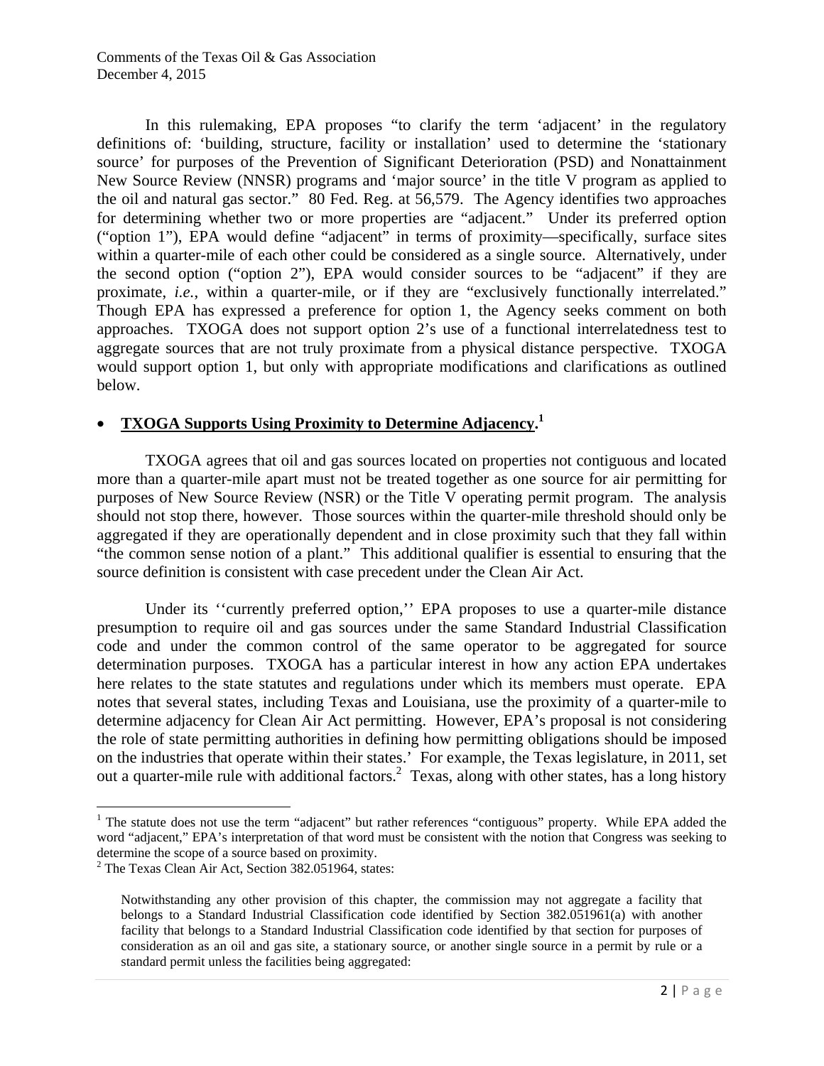In this rulemaking, EPA proposes "to clarify the term 'adjacent' in the regulatory definitions of: 'building, structure, facility or installation' used to determine the 'stationary source' for purposes of the Prevention of Significant Deterioration (PSD) and Nonattainment New Source Review (NNSR) programs and 'major source' in the title V program as applied to the oil and natural gas sector." 80 Fed. Reg. at 56,579. The Agency identifies two approaches for determining whether two or more properties are "adjacent." Under its preferred option ("option 1"), EPA would define "adjacent" in terms of proximity—specifically, surface sites within a quarter-mile of each other could be considered as a single source. Alternatively, under the second option ("option 2"), EPA would consider sources to be "adjacent" if they are proximate, *i.e.*, within a quarter-mile, or if they are "exclusively functionally interrelated." Though EPA has expressed a preference for option 1, the Agency seeks comment on both approaches. TXOGA does not support option 2's use of a functional interrelatedness test to aggregate sources that are not truly proximate from a physical distance perspective. TXOGA would support option 1, but only with appropriate modifications and clarifications as outlined below.

- **TXOGA Supports Using Proximity to Determine Adjacency.**[1]

TXOGA agrees that oil and gas sources located on properties not contiguous and located more than a quarter-mile apart must not be treated together as one source for air permitting for purposes of New Source Review (NSR) or the Title V operating permit program. The analysis should not stop there, however. Those sources within the quarter-mile threshold should only be aggregated if they are operationally dependent and in close proximity such that they fall within "the common sense notion of a plant." This additional qualifier is essential to ensuring that the source definition is consistent with case precedent under the Clean Air Act.

Under its ''currently preferred option,'' EPA proposes to use a quarter-mile distance presumption to require oil and gas sources under the same Standard Industrial Classification code and under the common control of the same operator to be aggregated for source determination purposes. TXOGA has a particular interest in how any action EPA undertakes here relates to the state statutes and regulations under which its members must operate. EPA notes that several states, including Texas and Louisiana, use the proximity of a quarter-mile to determine adjacency for Clean Air Act permitting. However, EPA's proposal is not considering the role of state permitting authorities in defining how permitting obligations should be imposed on the industries that operate within their states.' For example, the Texas legislature, in 2011, set out a quarter-mile rule with additional factors.[2] Texas, along with other states, has a long history

[1] The statute does not use the term "adjacent" but rather references "contiguous" property. While EPA added the word "adjacent," EPA's interpretation of that word must be consistent with the notion that Congress was seeking to determine the scope of a source based on proximity.

[2] The Texas Clean Air Act, Section 382.051964, states:

> Notwithstanding any other provision of this chapter, the commission may not aggregate a facility that belongs to a Standard Industrial Classification code identified by Section 382.051961(a) with another facility that belongs to a Standard Industrial Classification code identified by that section for purposes of consideration as an oil and gas site, a stationary source, or another single source in a permit by rule or a standard permit unless the facilities being aggregated: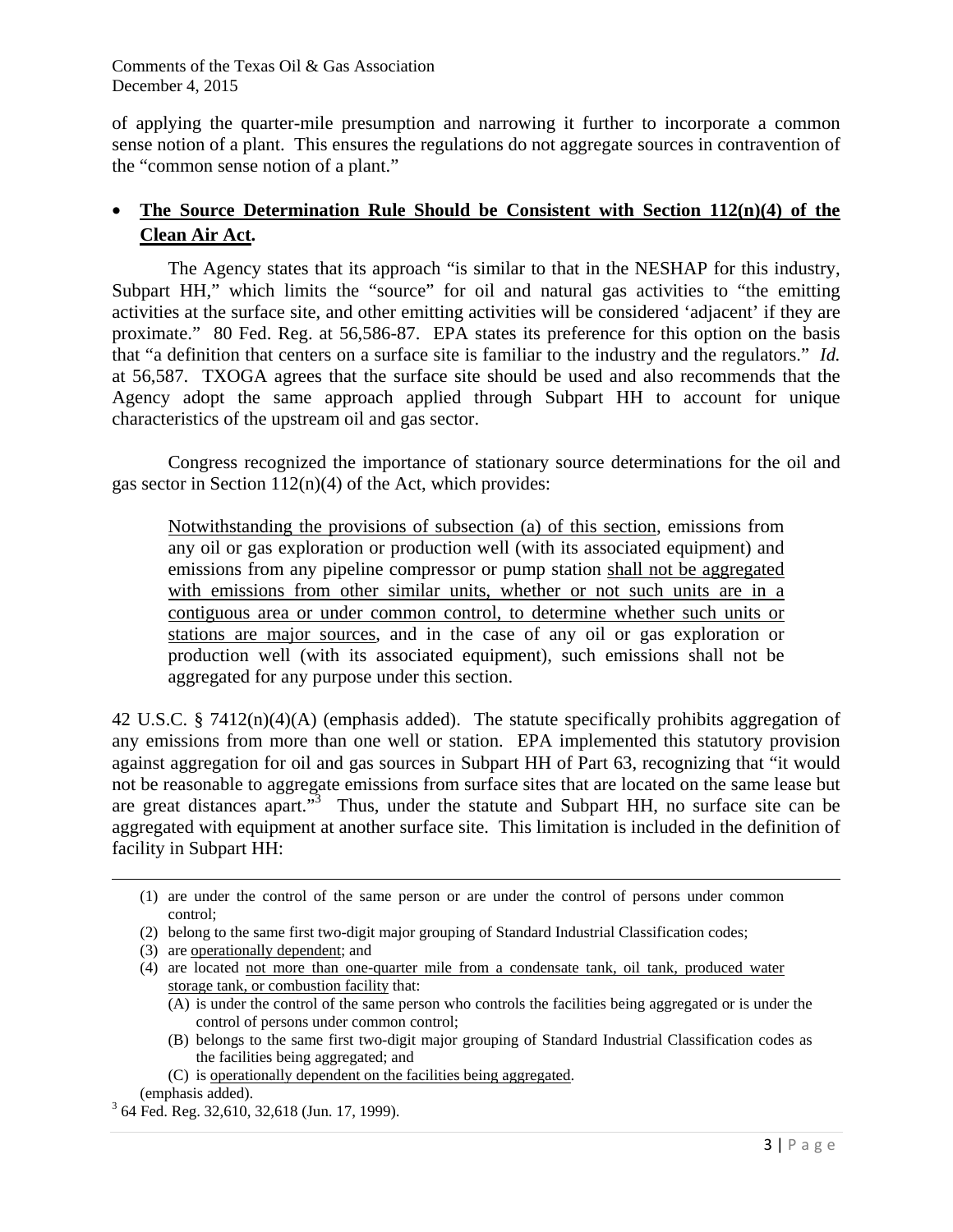of applying the quarter-mile presumption and narrowing it further to incorporate a common sense notion of a plant. This ensures the regulations do not aggregate sources in contravention of the "common sense notion of a plant."

- **The Source Determination Rule Should be Consistent with Section 112(n)(4) of the Clean Air Act.**

The Agency states that its approach "is similar to that in the NESHAP for this industry, Subpart HH," which limits the "source" for oil and natural gas activities to "the emitting activities at the surface site, and other emitting activities will be considered 'adjacent' if they are proximate." 80 Fed. Reg. at 56,586-87. EPA states its preference for this option on the basis that "a definition that centers on a surface site is familiar to the industry and the regulators." *Id.* at 56,587. TXOGA agrees that the surface site should be used and also recommends that the Agency adopt the same approach applied through Subpart HH to account for unique characteristics of the upstream oil and gas sector.

Congress recognized the importance of stationary source determinations for the oil and gas sector in Section 112(n)(4) of the Act, which provides:

> Notwithstanding the provisions of subsection (a) of this section, emissions from any oil or gas exploration or production well (with its associated equipment) and emissions from any pipeline compressor or pump station shall not be aggregated with emissions from other similar units, whether or not such units are in a contiguous area or under common control, to determine whether such units or stations are major sources, and in the case of any oil or gas exploration or production well (with its associated equipment), such emissions shall not be aggregated for any purpose under this section.

42 U.S.C. § 7412(n)(4)(A) (emphasis added). The statute specifically prohibits aggregation of any emissions from more than one well or station. EPA implemented this statutory provision against aggregation for oil and gas sources in Subpart HH of Part 63, recognizing that "it would not be reasonable to aggregate emissions from surface sites that are located on the same lease but are great distances apart."[3] Thus, under the statute and Subpart HH, no surface site can be aggregated with equipment at another surface site. This limitation is included in the definition of facility in Subpart HH:

---

(1) are under the control of the same person or are under the control of persons under common control;

(2) belong to the same first two-digit major grouping of Standard Industrial Classification codes;

(3) are operationally dependent; and

(4) are located not more than one-quarter mile from a condensate tank, oil tank, produced water storage tank, or combustion facility that:

   (A) is under the control of the same person who controls the facilities being aggregated or is under the control of persons under common control;

   (B) belongs to the same first two-digit major grouping of Standard Industrial Classification codes as the facilities being aggregated; and

   (C) is operationally dependent on the facilities being aggregated.

(emphasis added).

[3] 64 Fed. Reg. 32,610, 32,618 (Jun. 17, 1999).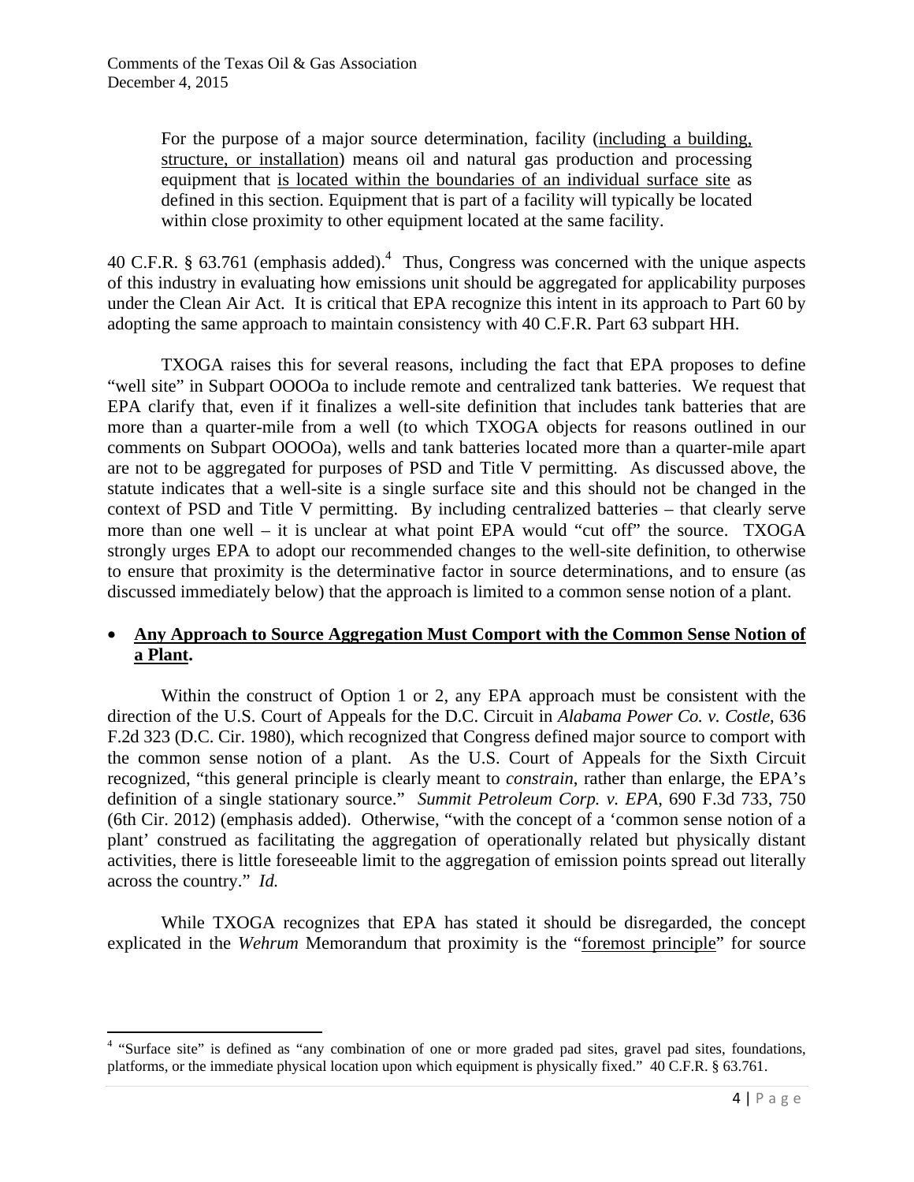> For the purpose of a major source determination, facility (<u>including a building, structure, or installation</u>) means oil and natural gas production and processing equipment that <u>is located within the boundaries of an individual surface site</u> as defined in this section. Equipment that is part of a facility will typically be located within close proximity to other equipment located at the same facility.

40 C.F.R. § 63.761 (emphasis added).[4] Thus, Congress was concerned with the unique aspects of this industry in evaluating how emissions unit should be aggregated for applicability purposes under the Clean Air Act. It is critical that EPA recognize this intent in its approach to Part 60 by adopting the same approach to maintain consistency with 40 C.F.R. Part 63 subpart HH.

TXOGA raises this for several reasons, including the fact that EPA proposes to define "well site" in Subpart OOOOa to include remote and centralized tank batteries. We request that EPA clarify that, even if it finalizes a well-site definition that includes tank batteries that are more than a quarter-mile from a well (to which TXOGA objects for reasons outlined in our comments on Subpart OOOOa), wells and tank batteries located more than a quarter-mile apart are not to be aggregated for purposes of PSD and Title V permitting. As discussed above, the statute indicates that a well-site is a single surface site and this should not be changed in the context of PSD and Title V permitting. By including centralized batteries – that clearly serve more than one well – it is unclear at what point EPA would "cut off" the source. TXOGA strongly urges EPA to adopt our recommended changes to the well-site definition, to otherwise to ensure that proximity is the determinative factor in source determinations, and to ensure (as discussed immediately below) that the approach is limited to a common sense notion of a plant.

- **<u>Any Approach to Source Aggregation Must Comport with the Common Sense Notion of a Plant</u>.**

Within the construct of Option 1 or 2, any EPA approach must be consistent with the direction of the U.S. Court of Appeals for the D.C. Circuit in *Alabama Power Co. v. Costle*, 636 F.2d 323 (D.C. Cir. 1980), which recognized that Congress defined major source to comport with the common sense notion of a plant. As the U.S. Court of Appeals for the Sixth Circuit recognized, "this general principle is clearly meant to *constrain*, rather than enlarge, the EPA's definition of a single stationary source." *Summit Petroleum Corp. v. EPA*, 690 F.3d 733, 750 (6th Cir. 2012) (emphasis added). Otherwise, "with the concept of a 'common sense notion of a plant' construed as facilitating the aggregation of operationally related but physically distant activities, there is little foreseeable limit to the aggregation of emission points spread out literally across the country." *Id.*

While TXOGA recognizes that EPA has stated it should be disregarded, the concept explicated in the *Wehrum* Memorandum that proximity is the "<u>foremost principle</u>" for source

---

[4] "Surface site" is defined as "any combination of one or more graded pad sites, gravel pad sites, foundations, platforms, or the immediate physical location upon which equipment is physically fixed." 40 C.F.R. § 63.761.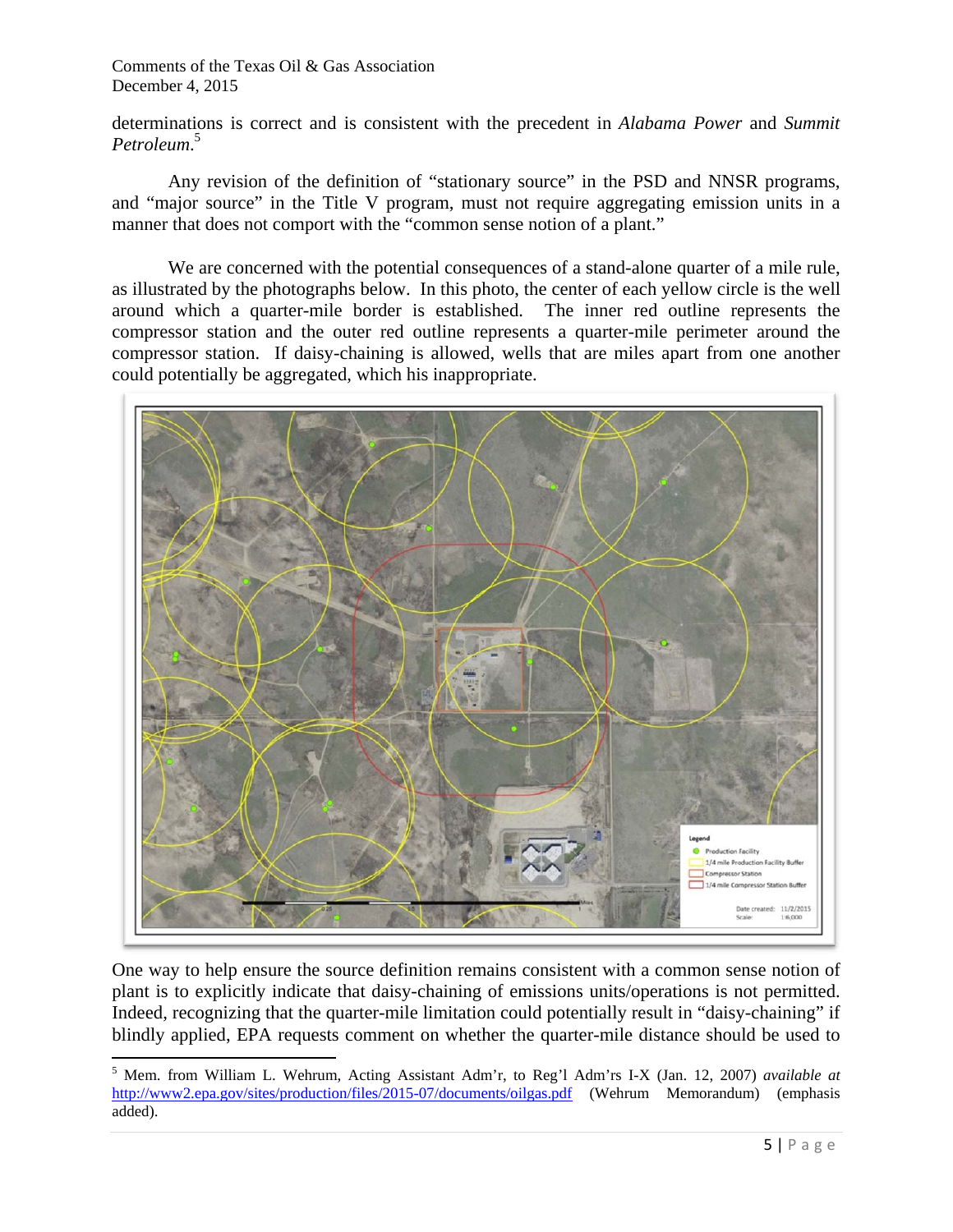determinations is correct and is consistent with the precedent in *Alabama Power* and *Summit Petroleum*.[5]

Any revision of the definition of "stationary source" in the PSD and NNSR programs, and "major source" in the Title V program, must not require aggregating emission units in a manner that does not comport with the "common sense notion of a plant."

We are concerned with the potential consequences of a stand-alone quarter of a mile rule, as illustrated by the photographs below. In this photo, the center of each yellow circle is the well around which a quarter-mile border is established. The inner red outline represents the compressor station and the outer red outline represents a quarter-mile perimeter around the compressor station. If daisy-chaining is allowed, wells that are miles apart from one another could potentially be aggregated, which his inappropriate.

One way to help ensure the source definition remains consistent with a common sense notion of plant is to explicitly indicate that daisy-chaining of emissions units/operations is not permitted. Indeed, recognizing that the quarter-mile limitation could potentially result in "daisy-chaining" if blindly applied, EPA requests comment on whether the quarter-mile distance should be used to

---

[5] Mem. from William L. Wehrum, Acting Assistant Adm'r, to Reg'l Adm'rs I-X (Jan. 12, 2007) *available at* http://www2.epa.gov/sites/production/files/2015-07/documents/oilgas.pdf (Wehrum Memorandum) (emphasis added).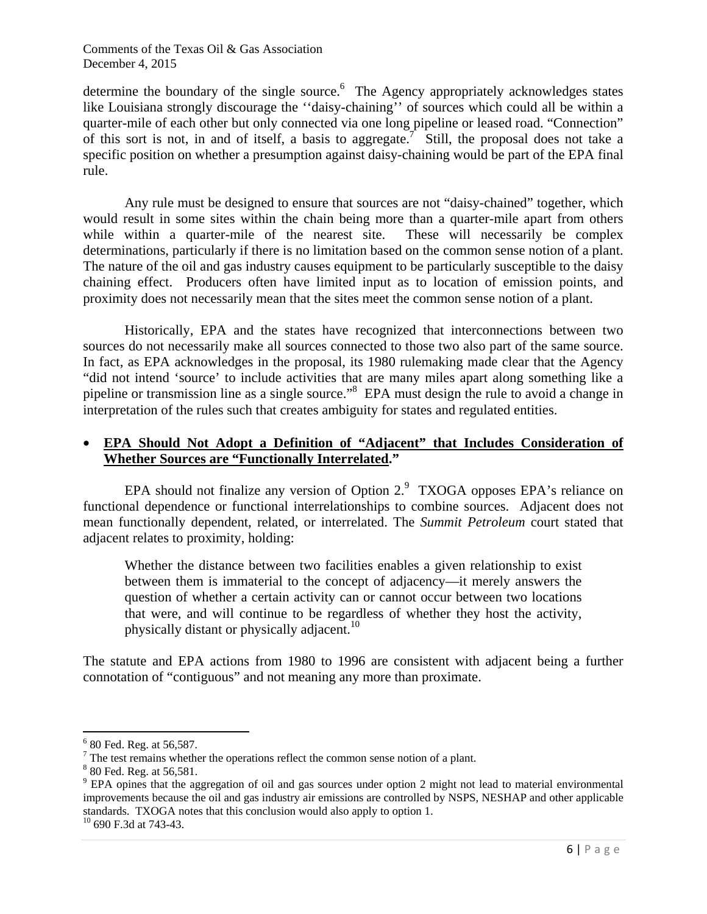determine the boundary of the single source.[6] The Agency appropriately acknowledges states like Louisiana strongly discourage the ''daisy-chaining'' of sources which could all be within a quarter-mile of each other but only connected via one long pipeline or leased road. "Connection" of this sort is not, in and of itself, a basis to aggregate.[7] Still, the proposal does not take a specific position on whether a presumption against daisy-chaining would be part of the EPA final rule.

Any rule must be designed to ensure that sources are not "daisy-chained" together, which would result in some sites within the chain being more than a quarter-mile apart from others while within a quarter-mile of the nearest site. These will necessarily be complex determinations, particularly if there is no limitation based on the common sense notion of a plant. The nature of the oil and gas industry causes equipment to be particularly susceptible to the daisy chaining effect. Producers often have limited input as to location of emission points, and proximity does not necessarily mean that the sites meet the common sense notion of a plant.

Historically, EPA and the states have recognized that interconnections between two sources do not necessarily make all sources connected to those two also part of the same source. In fact, as EPA acknowledges in the proposal, its 1980 rulemaking made clear that the Agency "did not intend 'source' to include activities that are many miles apart along something like a pipeline or transmission line as a single source."[8] EPA must design the rule to avoid a change in interpretation of the rules such that creates ambiguity for states and regulated entities.

- **EPA Should Not Adopt a Definition of "Adjacent" that Includes Consideration of Whether Sources are "Functionally Interrelated."**

EPA should not finalize any version of Option 2.[9] TXOGA opposes EPA's reliance on functional dependence or functional interrelationships to combine sources. Adjacent does not mean functionally dependent, related, or interrelated. The *Summit Petroleum* court stated that adjacent relates to proximity, holding:

> Whether the distance between two facilities enables a given relationship to exist between them is immaterial to the concept of adjacency—it merely answers the question of whether a certain activity can or cannot occur between two locations that were, and will continue to be regardless of whether they host the activity, physically distant or physically adjacent.[10]

The statute and EPA actions from 1980 to 1996 are consistent with adjacent being a further connotation of "contiguous" and not meaning any more than proximate.

---

[6] 80 Fed. Reg. at 56,587.

[7] The test remains whether the operations reflect the common sense notion of a plant.

[8] 80 Fed. Reg. at 56,581.

[9] EPA opines that the aggregation of oil and gas sources under option 2 might not lead to material environmental improvements because the oil and gas industry air emissions are controlled by NSPS, NESHAP and other applicable standards. TXOGA notes that this conclusion would also apply to option 1.

[10] 690 F.3d at 743-43.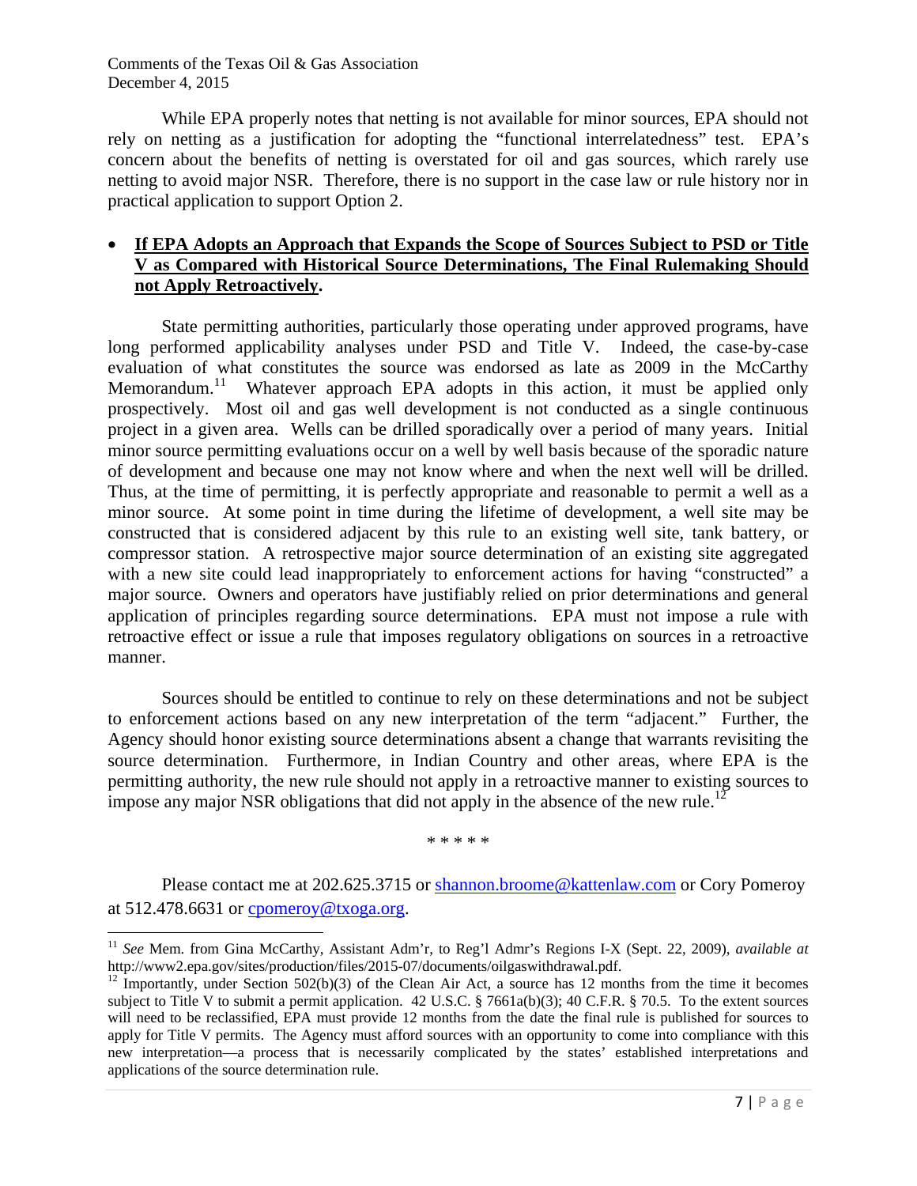While EPA properly notes that netting is not available for minor sources, EPA should not rely on netting as a justification for adopting the "functional interrelatedness" test. EPA's concern about the benefits of netting is overstated for oil and gas sources, which rarely use netting to avoid major NSR. Therefore, there is no support in the case law or rule history nor in practical application to support Option 2.

- **If EPA Adopts an Approach that Expands the Scope of Sources Subject to PSD or Title V as Compared with Historical Source Determinations, The Final Rulemaking Should not Apply Retroactively.**

State permitting authorities, particularly those operating under approved programs, have long performed applicability analyses under PSD and Title V. Indeed, the case-by-case evaluation of what constitutes the source was endorsed as late as 2009 in the McCarthy Memorandum.[11] Whatever approach EPA adopts in this action, it must be applied only prospectively. Most oil and gas well development is not conducted as a single continuous project in a given area. Wells can be drilled sporadically over a period of many years. Initial minor source permitting evaluations occur on a well by well basis because of the sporadic nature of development and because one may not know where and when the next well will be drilled. Thus, at the time of permitting, it is perfectly appropriate and reasonable to permit a well as a minor source. At some point in time during the lifetime of development, a well site may be constructed that is considered adjacent by this rule to an existing well site, tank battery, or compressor station. A retrospective major source determination of an existing site aggregated with a new site could lead inappropriately to enforcement actions for having "constructed" a major source. Owners and operators have justifiably relied on prior determinations and general application of principles regarding source determinations. EPA must not impose a rule with retroactive effect or issue a rule that imposes regulatory obligations on sources in a retroactive manner.

Sources should be entitled to continue to rely on these determinations and not be subject to enforcement actions based on any new interpretation of the term "adjacent." Further, the Agency should honor existing source determinations absent a change that warrants revisiting the source determination. Furthermore, in Indian Country and other areas, where EPA is the permitting authority, the new rule should not apply in a retroactive manner to existing sources to impose any major NSR obligations that did not apply in the absence of the new rule.[12]

\* \* \* \* \*

Please contact me at 202.625.3715 or shannon.broome@kattenlaw.com or Cory Pomeroy at 512.478.6631 or cpomeroy@txoga.org.

---

[11] *See* Mem. from Gina McCarthy, Assistant Adm'r, to Reg'l Admr's Regions I-X (Sept. 22, 2009), *available at* http://www2.epa.gov/sites/production/files/2015-07/documents/oilgaswithdrawal.pdf.

[12] Importantly, under Section 502(b)(3) of the Clean Air Act, a source has 12 months from the time it becomes subject to Title V to submit a permit application. 42 U.S.C. § 7661a(b)(3); 40 C.F.R. § 70.5. To the extent sources will need to be reclassified, EPA must provide 12 months from the date the final rule is published for sources to apply for Title V permits. The Agency must afford sources with an opportunity to come into compliance with this new interpretation—a process that is necessarily complicated by the states' established interpretations and applications of the source determination rule.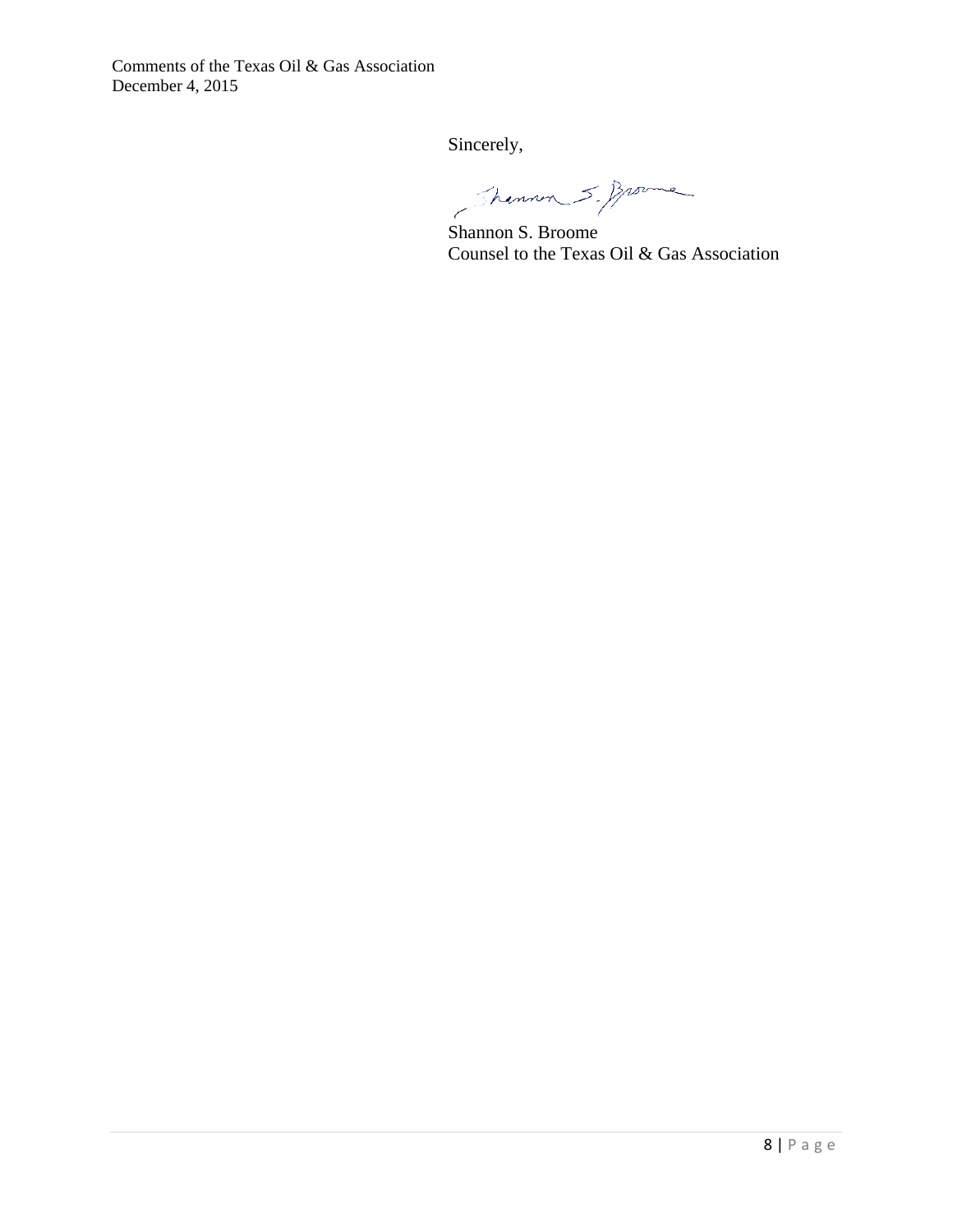Sincerely,

Shannon S. Broome
Counsel to the Texas Oil & Gas Association